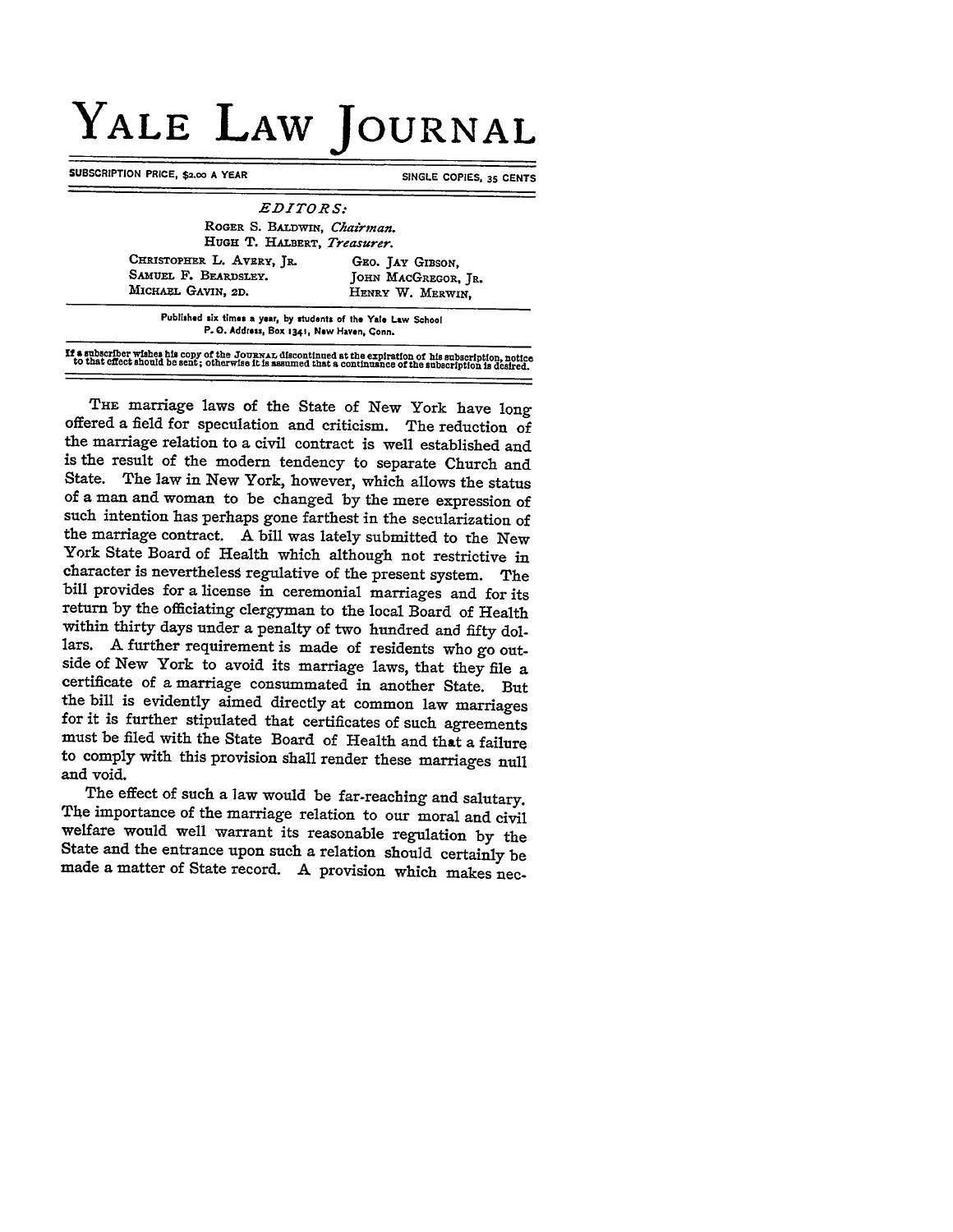# YALE LAW JOURNAL

SUBSCRIPTION PRICE, $2.00 A YEAR — SINGLE COPIES, 35 CENTS

*EDITORS:*

ROGER S. BALDWIN, *Chairman.*
HUGH T. HALBERT, *Treasurer.*

CHRISTOPHER L. AVERY, JR. — GEO. JAY GIBSON,
SAMUEL F. BEARDSLEY. — JOHN MACGREGOR, JR.
MICHAEL GAVIN, 2D. — HENRY W. MERWIN,

Published six times a year, by students of the Yale Law School
P. O. Address, Box 1341, New Haven, Conn.

If a subscriber wishes his copy of the JOURNAL discontinued at the expiration of his subscription, notice to that effect should be sent; otherwise it is assumed that a continuance of the subscription is desired.

---

THE marriage laws of the State of New York have long offered a field for speculation and criticism. The reduction of the marriage relation to a civil contract is well established and is the result of the modern tendency to separate Church and State. The law in New York, however, which allows the status of a man and woman to be changed by the mere expression of such intention has perhaps gone farthest in the secularization of the marriage contract. A bill was lately submitted to the New York State Board of Health which although not restrictive in character is nevertheless regulative of the present system. The bill provides for a license in ceremonial marriages and for its return by the officiating clergyman to the local Board of Health within thirty days under a penalty of two hundred and fifty dollars. A further requirement is made of residents who go outside of New York to avoid its marriage laws, that they file a certificate of a marriage consummated in another State. But the bill is evidently aimed directly at common law marriages for it is further stipulated that certificates of such agreements must be filed with the State Board of Health and that a failure to comply with this provision shall render these marriages null and void.

The effect of such a law would be far-reaching and salutary. The importance of the marriage relation to our moral and civil welfare would well warrant its reasonable regulation by the State and the entrance upon such a relation should certainly be made a matter of State record. A provision which makes nec-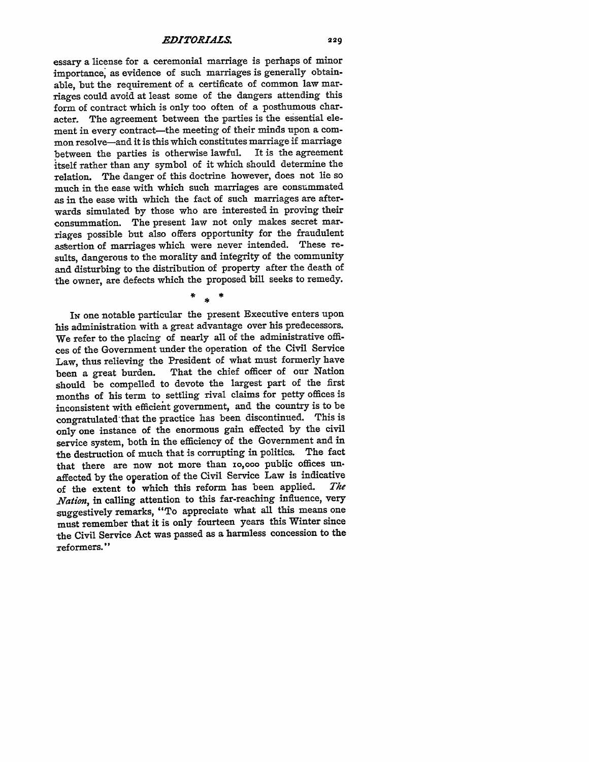essary a license for a ceremonial marriage is perhaps of minor importance, as evidence of such marriages is generally obtainable, but the requirement of a certificate of common law marriages could avoid at least some of the dangers attending this form of contract which is only too often of a posthumous character. The agreement between the parties is the essential element in every contract—the meeting of their minds upon a common resolve—and it is this which constitutes marriage if marriage between the parties is otherwise lawful. It is the agreement itself rather than any symbol of it which should determine the relation. The danger of this doctrine however, does not lie so much in the ease with which such marriages are consummated as in the ease with which the fact of such marriages are afterwards simulated by those who are interested in proving their consummation. The present law not only makes secret marriages possible but also offers opportunity for the fraudulent assertion of marriages which were never intended. These results, dangerous to the morality and integrity of the community and disturbing to the distribution of property after the death of the owner, are defects which the proposed bill seeks to remedy.

\* \* \*

IN one notable particular the present Executive enters upon his administration with a great advantage over his predecessors. We refer to the placing of nearly all of the administrative offices of the Government under the operation of the Civil Service Law, thus relieving the President of what must formerly have been a great burden. That the chief officer of our Nation should be compelled to devote the largest part of the first months of his term to settling rival claims for petty offices is inconsistent with efficient government, and the country is to be congratulated that the practice has been discontinued. This is only one instance of the enormous gain effected by the civil service system, both in the efficiency of the Government and in the destruction of much that is corrupting in politics. The fact that there are now not more than 10,000 public offices unaffected by the operation of the Civil Service Law is indicative of the extent to which this reform has been applied. *The Nation*, in calling attention to this far-reaching influence, very suggestively remarks, "To appreciate what all this means one must remember that it is only fourteen years this Winter since the Civil Service Act was passed as a harmless concession to the reformers."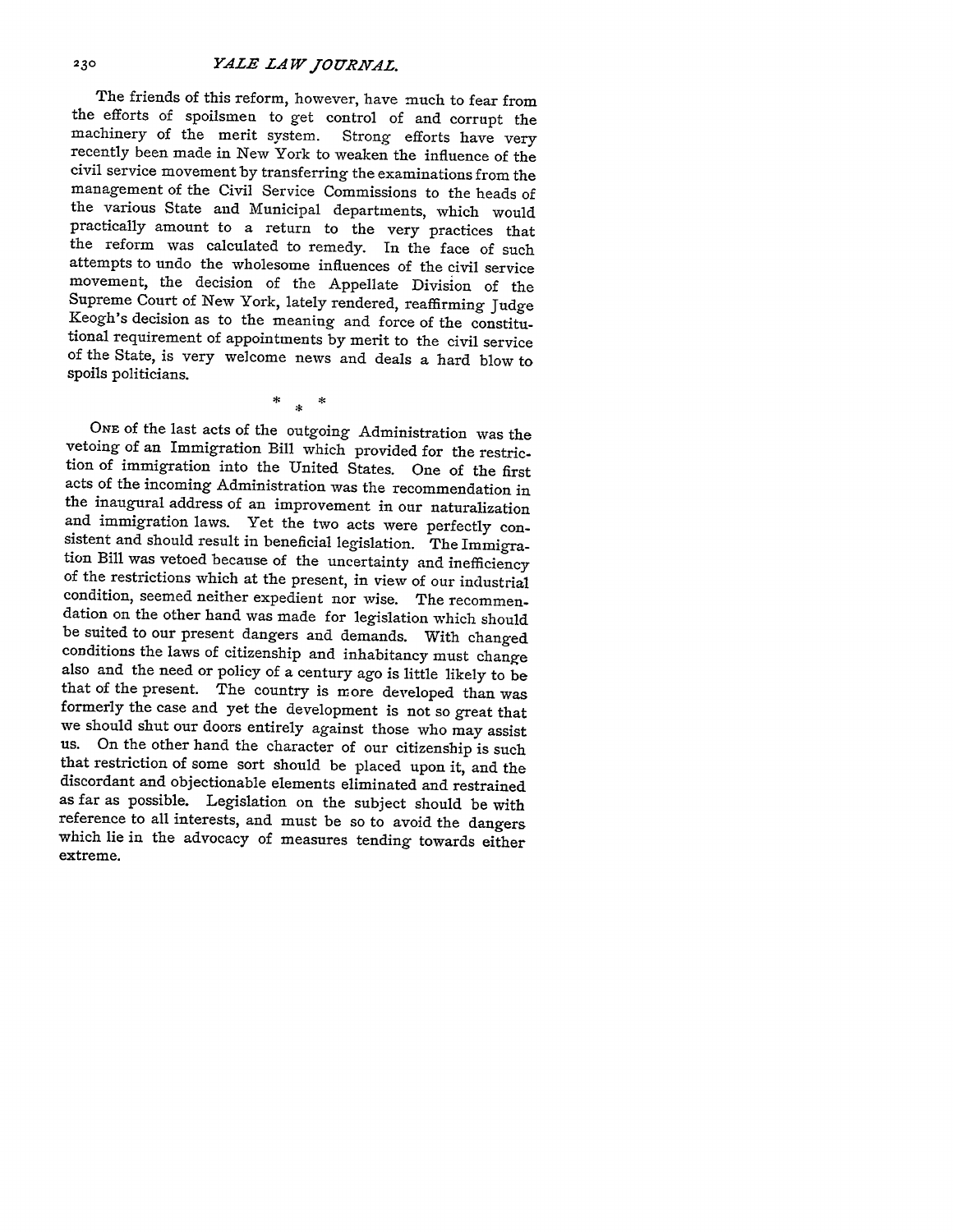The friends of this reform, however, have much to fear from the efforts of spoilsmen to get control of and corrupt the machinery of the merit system. Strong efforts have very recently been made in New York to weaken the influence of the civil service movement by transferring the examinations from the management of the Civil Service Commissions to the heads of the various State and Municipal departments, which would practically amount to a return to the very practices that the reform was calculated to remedy. In the face of such attempts to undo the wholesome influences of the civil service movement, the decision of the Appellate Division of the Supreme Court of New York, lately rendered, reaffirming Judge Keogh's decision as to the meaning and force of the constitutional requirement of appointments by merit to the civil service of the State, is very welcome news and deals a hard blow to spoils politicians.

\* \* \*

ONE of the last acts of the outgoing Administration was the vetoing of an Immigration Bill which provided for the restriction of immigration into the United States. One of the first acts of the incoming Administration was the recommendation in the inaugural address of an improvement in our naturalization and immigration laws. Yet the two acts were perfectly consistent and should result in beneficial legislation. The Immigration Bill was vetoed because of the uncertainty and inefficiency of the restrictions which at the present, in view of our industrial condition, seemed neither expedient nor wise. The recommendation on the other hand was made for legislation which should be suited to our present dangers and demands. With changed conditions the laws of citizenship and inhabitancy must change also and the need or policy of a century ago is little likely to be that of the present. The country is more developed than was formerly the case and yet the development is not so great that we should shut our doors entirely against those who may assist us. On the other hand the character of our citizenship is such that restriction of some sort should be placed upon it, and the discordant and objectionable elements eliminated and restrained as far as possible. Legislation on the subject should be with reference to all interests, and must be so to avoid the dangers which lie in the advocacy of measures tending towards either extreme.